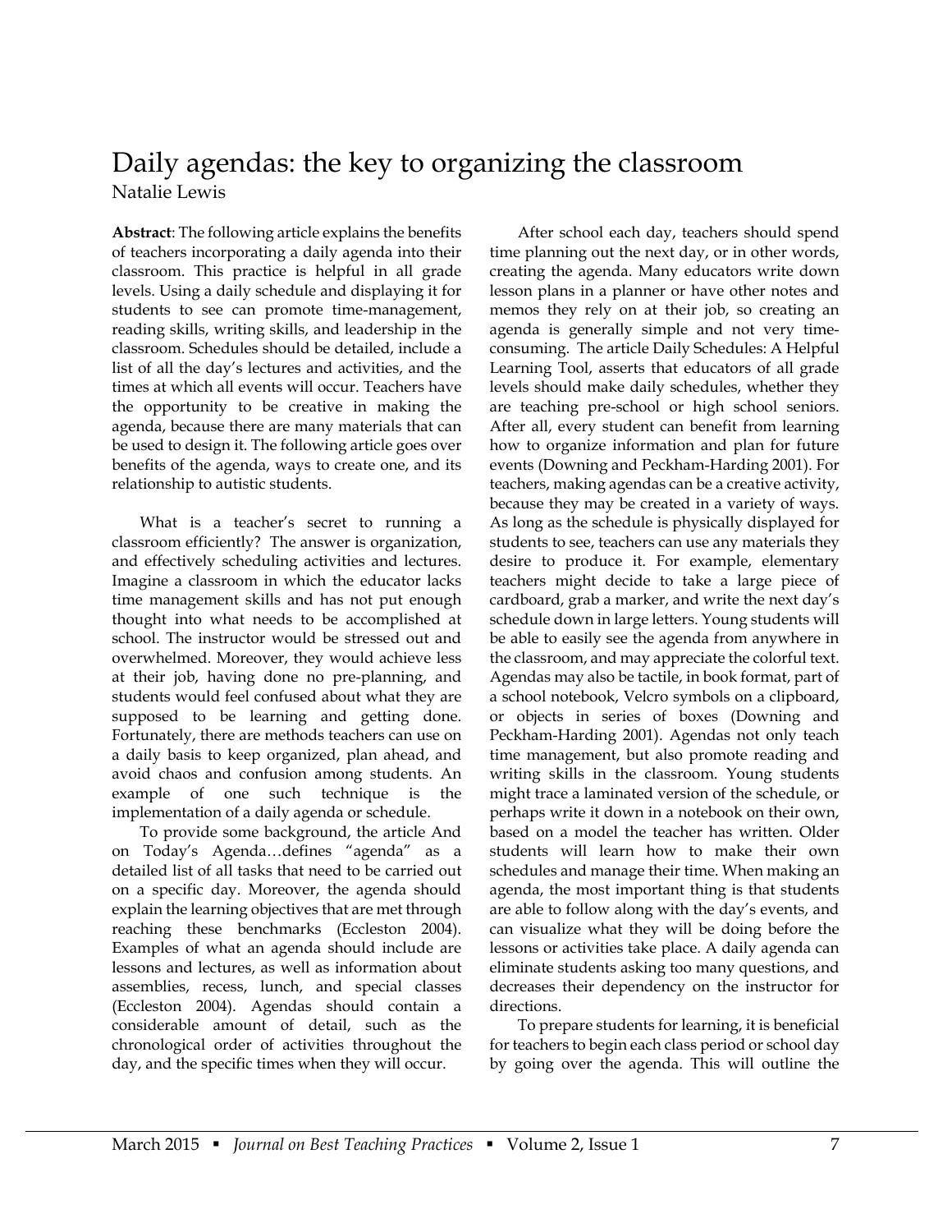# Daily agendas: the key to organizing the classroom

Natalie Lewis

**Abstract**: The following article explains the benefits of teachers incorporating a daily agenda into their classroom. This practice is helpful in all grade levels. Using a daily schedule and displaying it for students to see can promote time-management, reading skills, writing skills, and leadership in the classroom. Schedules should be detailed, include a list of all the day's lectures and activities, and the times at which all events will occur. Teachers have the opportunity to be creative in making the agenda, because there are many materials that can be used to design it. The following article goes over benefits of the agenda, ways to create one, and its relationship to autistic students.

What is a teacher's secret to running a classroom efficiently? The answer is organization, and effectively scheduling activities and lectures. Imagine a classroom in which the educator lacks time management skills and has not put enough thought into what needs to be accomplished at school. The instructor would be stressed out and overwhelmed. Moreover, they would achieve less at their job, having done no pre-planning, and students would feel confused about what they are supposed to be learning and getting done. Fortunately, there are methods teachers can use on a daily basis to keep organized, plan ahead, and avoid chaos and confusion among students. An example of one such technique is the implementation of a daily agenda or schedule.

To provide some background, the article And on Today's Agenda…defines "agenda" as a detailed list of all tasks that need to be carried out on a specific day. Moreover, the agenda should explain the learning objectives that are met through reaching these benchmarks (Eccleston 2004). Examples of what an agenda should include are lessons and lectures, as well as information about assemblies, recess, lunch, and special classes (Eccleston 2004). Agendas should contain a considerable amount of detail, such as the chronological order of activities throughout the day, and the specific times when they will occur.

After school each day, teachers should spend time planning out the next day, or in other words, creating the agenda. Many educators write down lesson plans in a planner or have other notes and memos they rely on at their job, so creating an agenda is generally simple and not very time-consuming. The article Daily Schedules: A Helpful Learning Tool, asserts that educators of all grade levels should make daily schedules, whether they are teaching pre-school or high school seniors. After all, every student can benefit from learning how to organize information and plan for future events (Downing and Peckham-Harding 2001). For teachers, making agendas can be a creative activity, because they may be created in a variety of ways. As long as the schedule is physically displayed for students to see, teachers can use any materials they desire to produce it. For example, elementary teachers might decide to take a large piece of cardboard, grab a marker, and write the next day's schedule down in large letters. Young students will be able to easily see the agenda from anywhere in the classroom, and may appreciate the colorful text. Agendas may also be tactile, in book format, part of a school notebook, Velcro symbols on a clipboard, or objects in series of boxes (Downing and Peckham-Harding 2001). Agendas not only teach time management, but also promote reading and writing skills in the classroom. Young students might trace a laminated version of the schedule, or perhaps write it down in a notebook on their own, based on a model the teacher has written. Older students will learn how to make their own schedules and manage their time. When making an agenda, the most important thing is that students are able to follow along with the day's events, and can visualize what they will be doing before the lessons or activities take place. A daily agenda can eliminate students asking too many questions, and decreases their dependency on the instructor for directions.

To prepare students for learning, it is beneficial for teachers to begin each class period or school day by going over the agenda. This will outline the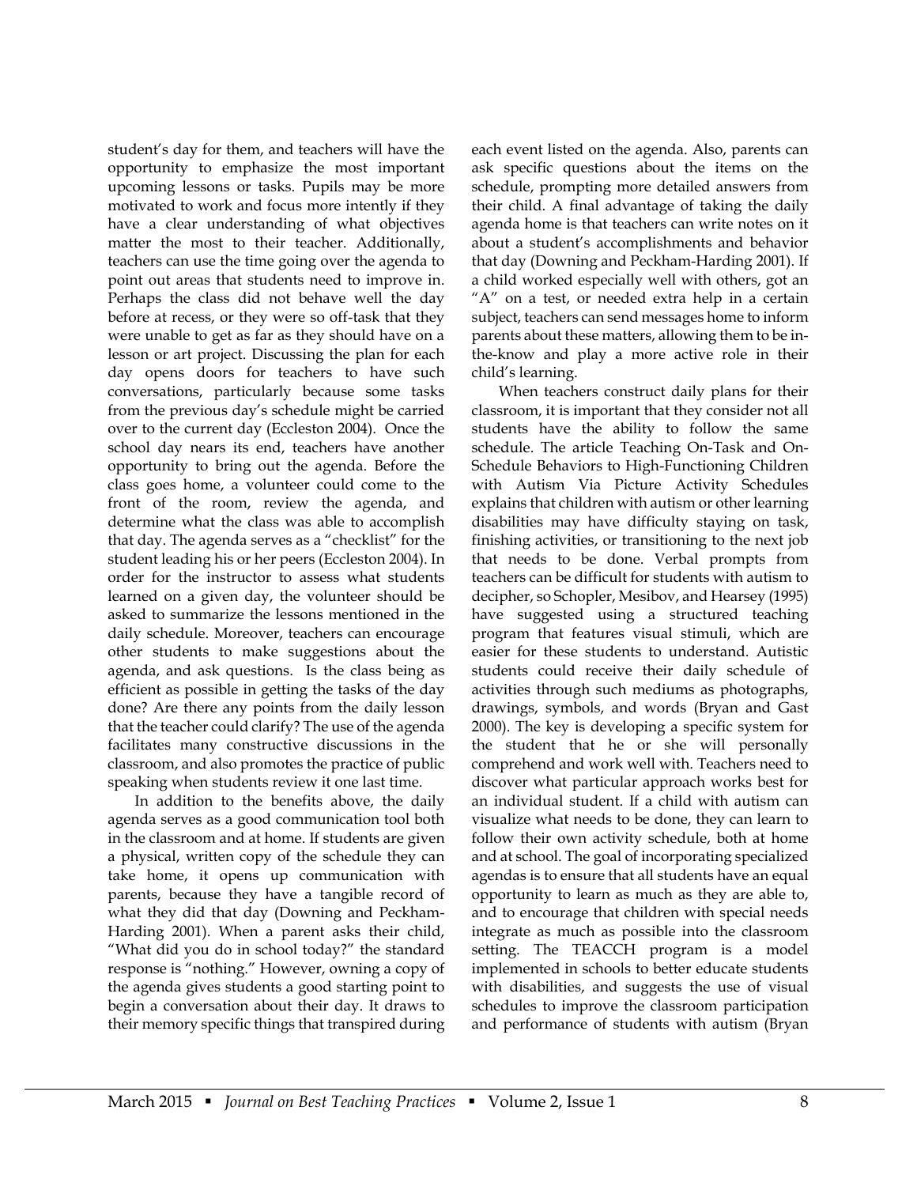student's day for them, and teachers will have the opportunity to emphasize the most important upcoming lessons or tasks. Pupils may be more motivated to work and focus more intently if they have a clear understanding of what objectives matter the most to their teacher. Additionally, teachers can use the time going over the agenda to point out areas that students need to improve in. Perhaps the class did not behave well the day before at recess, or they were so off-task that they were unable to get as far as they should have on a lesson or art project. Discussing the plan for each day opens doors for teachers to have such conversations, particularly because some tasks from the previous day's schedule might be carried over to the current day (Eccleston 2004). Once the school day nears its end, teachers have another opportunity to bring out the agenda. Before the class goes home, a volunteer could come to the front of the room, review the agenda, and determine what the class was able to accomplish that day. The agenda serves as a "checklist" for the student leading his or her peers (Eccleston 2004). In order for the instructor to assess what students learned on a given day, the volunteer should be asked to summarize the lessons mentioned in the daily schedule. Moreover, teachers can encourage other students to make suggestions about the agenda, and ask questions. Is the class being as efficient as possible in getting the tasks of the day done? Are there any points from the daily lesson that the teacher could clarify? The use of the agenda facilitates many constructive discussions in the classroom, and also promotes the practice of public speaking when students review it one last time.

In addition to the benefits above, the daily agenda serves as a good communication tool both in the classroom and at home. If students are given a physical, written copy of the schedule they can take home, it opens up communication with parents, because they have a tangible record of what they did that day (Downing and Peckham-Harding 2001). When a parent asks their child, "What did you do in school today?" the standard response is "nothing." However, owning a copy of the agenda gives students a good starting point to begin a conversation about their day. It draws to their memory specific things that transpired during each event listed on the agenda. Also, parents can ask specific questions about the items on the schedule, prompting more detailed answers from their child. A final advantage of taking the daily agenda home is that teachers can write notes on it about a student's accomplishments and behavior that day (Downing and Peckham-Harding 2001). If a child worked especially well with others, got an "A" on a test, or needed extra help in a certain subject, teachers can send messages home to inform parents about these matters, allowing them to be in-the-know and play a more active role in their child's learning.

When teachers construct daily plans for their classroom, it is important that they consider not all students have the ability to follow the same schedule. The article Teaching On-Task and On-Schedule Behaviors to High-Functioning Children with Autism Via Picture Activity Schedules explains that children with autism or other learning disabilities may have difficulty staying on task, finishing activities, or transitioning to the next job that needs to be done. Verbal prompts from teachers can be difficult for students with autism to decipher, so Schopler, Mesibov, and Hearsey (1995) have suggested using a structured teaching program that features visual stimuli, which are easier for these students to understand. Autistic students could receive their daily schedule of activities through such mediums as photographs, drawings, symbols, and words (Bryan and Gast 2000). The key is developing a specific system for the student that he or she will personally comprehend and work well with. Teachers need to discover what particular approach works best for an individual student. If a child with autism can visualize what needs to be done, they can learn to follow their own activity schedule, both at home and at school. The goal of incorporating specialized agendas is to ensure that all students have an equal opportunity to learn as much as they are able to, and to encourage that children with special needs integrate as much as possible into the classroom setting. The TEACCH program is a model implemented in schools to better educate students with disabilities, and suggests the use of visual schedules to improve the classroom participation and performance of students with autism (Bryan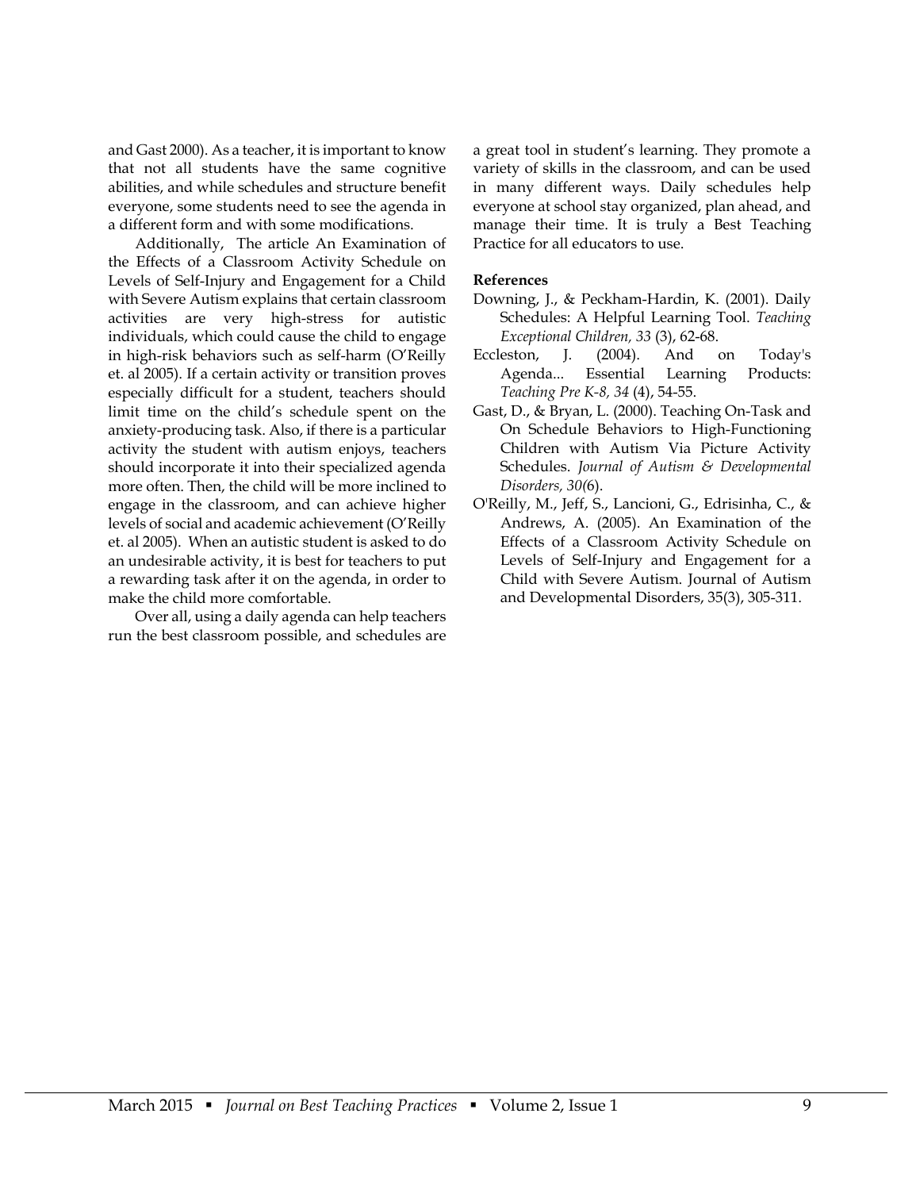and Gast 2000). As a teacher, it is important to know that not all students have the same cognitive abilities, and while schedules and structure benefit everyone, some students need to see the agenda in a different form and with some modifications.

Additionally, The article An Examination of the Effects of a Classroom Activity Schedule on Levels of Self-Injury and Engagement for a Child with Severe Autism explains that certain classroom activities are very high-stress for autistic individuals, which could cause the child to engage in high-risk behaviors such as self-harm (O'Reilly et. al 2005). If a certain activity or transition proves especially difficult for a student, teachers should limit time on the child's schedule spent on the anxiety-producing task. Also, if there is a particular activity the student with autism enjoys, teachers should incorporate it into their specialized agenda more often. Then, the child will be more inclined to engage in the classroom, and can achieve higher levels of social and academic achievement (O'Reilly et. al 2005). When an autistic student is asked to do an undesirable activity, it is best for teachers to put a rewarding task after it on the agenda, in order to make the child more comfortable.

Over all, using a daily agenda can help teachers run the best classroom possible, and schedules are a great tool in student's learning. They promote a variety of skills in the classroom, and can be used in many different ways. Daily schedules help everyone at school stay organized, plan ahead, and manage their time. It is truly a Best Teaching Practice for all educators to use.

**References**

Downing, J., & Peckham-Hardin, K. (2001). Daily Schedules: A Helpful Learning Tool. *Teaching Exceptional Children, 33* (3), 62-68.

Eccleston, J. (2004). And on Today's Agenda... Essential Learning Products: *Teaching Pre K-8, 34* (4), 54-55.

Gast, D., & Bryan, L. (2000). Teaching On-Task and On Schedule Behaviors to High-Functioning Children with Autism Via Picture Activity Schedules. *Journal of Autism & Developmental Disorders, 30*(6).

O'Reilly, M., Jeff, S., Lancioni, G., Edrisinha, C., & Andrews, A. (2005). An Examination of the Effects of a Classroom Activity Schedule on Levels of Self-Injury and Engagement for a Child with Severe Autism. Journal of Autism and Developmental Disorders, 35(3), 305-311.